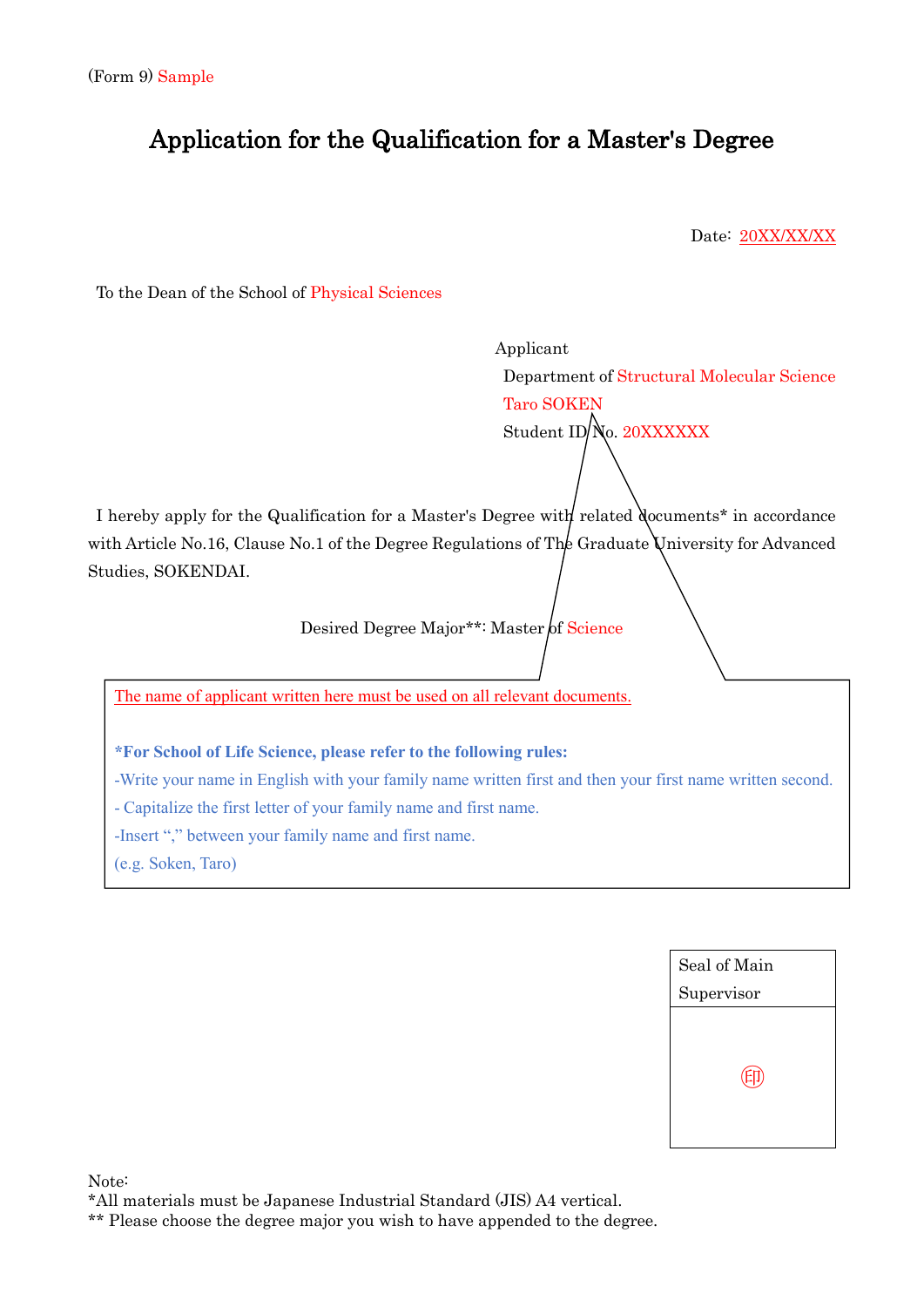(Form 9) Sample

# Application for the Qualification for a Master's Degree

Date: 20XX/XX/XX

To the Dean of the School of Physical Sciences

Applicant
Department of Structural Molecular Science
Taro SOKEN
Student ID No. 20XXXXXX

I hereby apply for the Qualification for a Master's Degree with related documents* in accordance with Article No.16, Clause No.1 of the Degree Regulations of The Graduate University for Advanced Studies, SOKENDAI.

Desired Degree Major**: Master of Science

> The name of applicant written here must be used on all relevant documents.
>
> **\*For School of Life Science, please refer to the following rules:**
> -Write your name in English with your family name written first and then your first name written second.
> - Capitalize the first letter of your family name and first name.
> -Insert "," between your family name and first name.
> (e.g. Soken, Taro)

| Seal of Main Supervisor |
|---|
| 印 |

Note:
*All materials must be Japanese Industrial Standard (JIS) A4 vertical.
** Please choose the degree major you wish to have appended to the degree.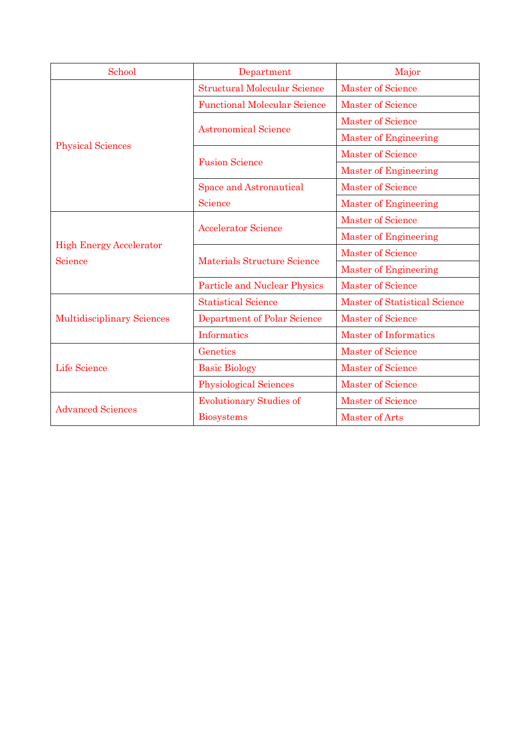| School | Department | Major |
|---|---|---|
| Physical Sciences | Structural Molecular Science | Master of Science |
| | Functional Molecular Science | Master of Science |
| | Astronomical Science | Master of Science |
| | | Master of Engineering |
| | Fusion Science | Master of Science |
| | | Master of Engineering |
| | Space and Astronautical Science | Master of Science |
| | | Master of Engineering |
| High Energy Accelerator Science | Accelerator Science | Master of Science |
| | | Master of Engineering |
| | Materials Structure Science | Master of Science |
| | | Master of Engineering |
| | Particle and Nuclear Physics | Master of Science |
| Multidisciplinary Sciences | Statistical Science | Master of Statistical Science |
| | Department of Polar Science | Master of Science |
| | Informatics | Master of Informatics |
| Life Science | Genetics | Master of Science |
| | Basic Biology | Master of Science |
| | Physiological Sciences | Master of Science |
| Advanced Sciences | Evolutionary Studies of Biosystems | Master of Science |
| | | Master of Arts |